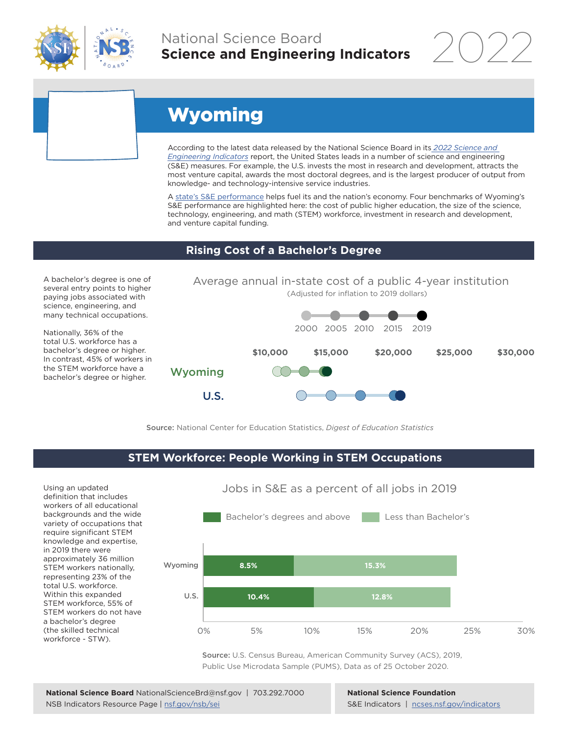National Science Board
**Science and Engineering Indicators** 2022

# Wyoming

According to the latest data released by the National Science Board in its *2022 Science and Engineering Indicators* report, the United States leads in a number of science and engineering (S&E) measures. For example, the U.S. invests the most in research and development, attracts the most venture capital, awards the most doctoral degrees, and is the largest producer of output from knowledge- and technology-intensive service industries.

A state's S&E performance helps fuel its and the nation's economy. Four benchmarks of Wyoming's S&E performance are highlighted here: the cost of public higher education, the size of the science, technology, engineering, and math (STEM) workforce, investment in research and development, and venture capital funding.

## Rising Cost of a Bachelor's Degree

A bachelor's degree is one of several entry points to higher paying jobs associated with science, engineering, and many technical occupations.

Nationally, 36% of the total U.S. workforce has a bachelor's degree or higher. In contrast, 45% of workers in the STEM workforce have a bachelor's degree or higher.

Average annual in-state cost of a public 4-year institution
(Adjusted for inflation to 2019 dollars)

2000 2005 2010 2015 2019

$10,000 $15,000 $20,000 $25,000 $30,000

Wyoming

U.S.

**Source:** National Center for Education Statistics, *Digest of Education Statistics*

## STEM Workforce: People Working in STEM Occupations

Using an updated definition that includes workers of all educational backgrounds and the wide variety of occupations that require significant STEM knowledge and expertise, in 2019 there were approximately 36 million STEM workers nationally, representing 23% of the total U.S. workforce. Within this expanded STEM workforce, 55% of STEM workers do not have a bachelor's degree (the skilled technical workforce - STW).

Jobs in S&E as a percent of all jobs in 2019

| | Bachelor's degrees and above | Less than Bachelor's |
|---|---|---|
| Wyoming | 8.5% | 15.3% |
| U.S. | 10.4% | 12.8% |

**Source:** U.S. Census Bureau, American Community Survey (ACS), 2019, Public Use Microdata Sample (PUMS), Data as of 25 October 2020.

**National Science Board** NationalScienceBrd@nsf.gov | 703.292.7000
NSB Indicators Resource Page | nsf.gov/nsb/sei

**National Science Foundation**
S&E Indicators | ncses.nsf.gov/indicators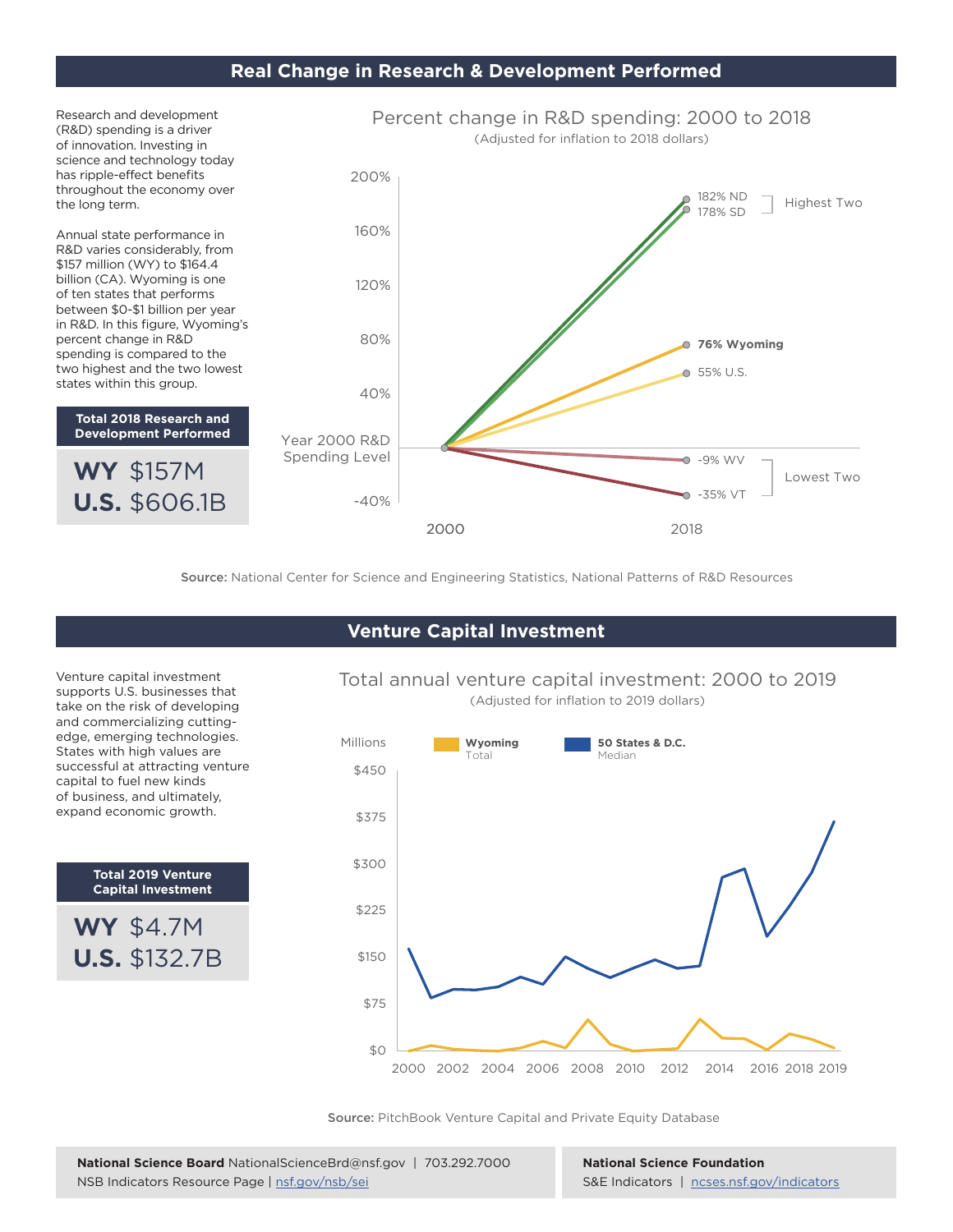## Real Change in Research & Development Performed

Research and development (R&D) spending is a driver of innovation. Investing in science and technology today has ripple-effect benefits throughout the economy over the long term.

Annual state performance in R&D varies considerably, from \$157 million (WY) to \$164.4 billion (CA). Wyoming is one of ten states that performs between \$0-\$1 billion per year in R&D. In this figure, Wyoming's percent change in R&D spending is compared to the two highest and the two lowest states within this group.

**Total 2018 Research and Development Performed**

**WY** \$157M
**U.S.** \$606.1B

Percent change in R&D spending: 2000 to 2018
(Adjusted for inflation to 2018 dollars)

200%
160%
120%
80%
40%
Year 2000 R&D Spending Level
-40%
2000
2018
182% ND
178% SD
Highest Two
**76% Wyoming**
55% U.S.
-9% WV
-35% VT
Lowest Two

**Source:** National Center for Science and Engineering Statistics, National Patterns of R&D Resources

## Venture Capital Investment

Venture capital investment supports U.S. businesses that take on the risk of developing and commercializing cutting-edge, emerging technologies. States with high values are successful at attracting venture capital to fuel new kinds of business, and ultimately, expand economic growth.

**Total 2019 Venture Capital Investment**

**WY** \$4.7M
**U.S.** \$132.7B

Total annual venture capital investment: 2000 to 2019
(Adjusted for inflation to 2019 dollars)

Millions
**Wyoming** Total
**50 States & D.C.** Median
\$450
\$375
\$300
\$225
\$150
\$75
\$0
2000 2002 2004 2006 2008 2010 2012 2014 2016 2018 2019

**Source:** PitchBook Venture Capital and Private Equity Database

**National Science Board** NationalScienceBrd@nsf.gov | 703.292.7000
NSB Indicators Resource Page | nsf.gov/nsb/sei

**National Science Foundation**
S&E Indicators | ncses.nsf.gov/indicators